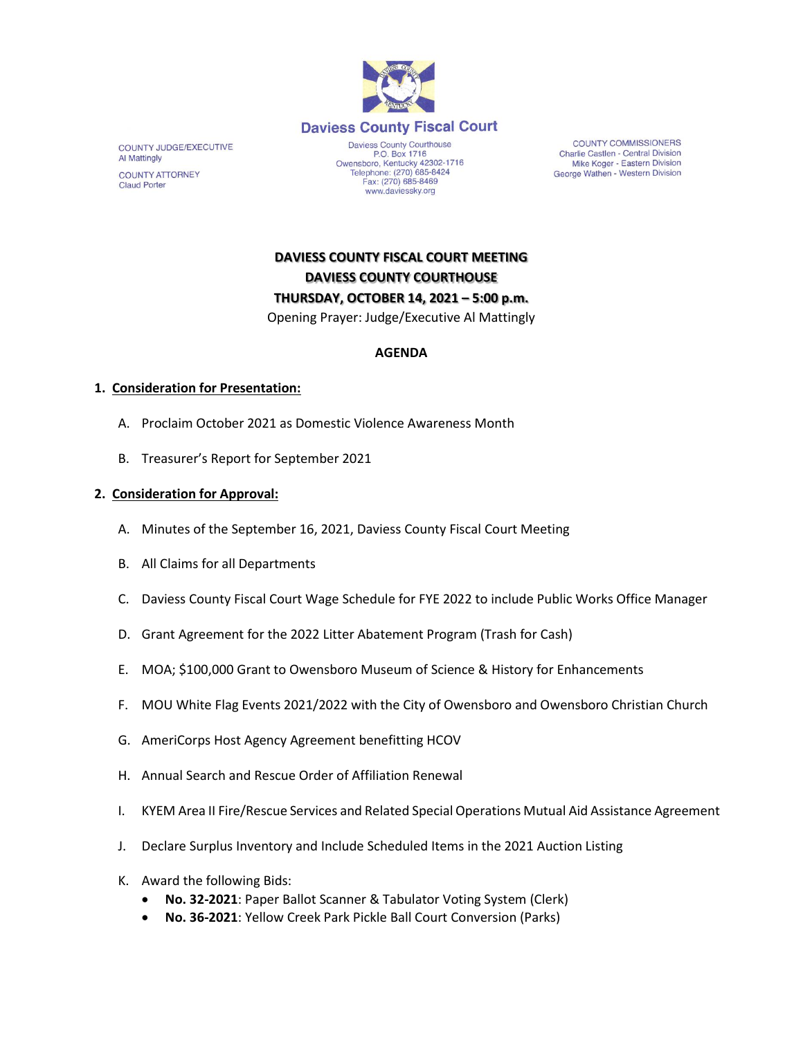# Daviess County Fiscal Court

COUNTY JUDGE/EXECUTIVE
Al Mattingly

COUNTY ATTORNEY
Claud Porter

Daviess County Courthouse
P.O. Box 1716
Owensboro, Kentucky 42302-1716
Telephone: (270) 685-8424
Fax: (270) 685-8469
www.daviessky.org

COUNTY COMMISSIONERS
Charlie Castlen - Central Division
Mike Koger - Eastern Division
George Wathen - Western Division

**DAVIESS COUNTY FISCAL COURT MEETING**
**DAVIESS COUNTY COURTHOUSE**
**THURSDAY, OCTOBER 14, 2021 – 5:00 p.m.**
Opening Prayer: Judge/Executive Al Mattingly

## AGENDA

1. **Consideration for Presentation:**

   A. Proclaim October 2021 as Domestic Violence Awareness Month

   B. Treasurer's Report for September 2021

2. **Consideration for Approval:**

   A. Minutes of the September 16, 2021, Daviess County Fiscal Court Meeting

   B. All Claims for all Departments

   C. Daviess County Fiscal Court Wage Schedule for FYE 2022 to include Public Works Office Manager

   D. Grant Agreement for the 2022 Litter Abatement Program (Trash for Cash)

   E. MOA; $100,000 Grant to Owensboro Museum of Science & History for Enhancements

   F. MOU White Flag Events 2021/2022 with the City of Owensboro and Owensboro Christian Church

   G. AmeriCorps Host Agency Agreement benefitting HCOV

   H. Annual Search and Rescue Order of Affiliation Renewal

   I. KYEM Area II Fire/Rescue Services and Related Special Operations Mutual Aid Assistance Agreement

   J. Declare Surplus Inventory and Include Scheduled Items in the 2021 Auction Listing

   K. Award the following Bids:
      - **No. 32-2021**: Paper Ballot Scanner & Tabulator Voting System (Clerk)
      - **No. 36-2021**: Yellow Creek Park Pickle Ball Court Conversion (Parks)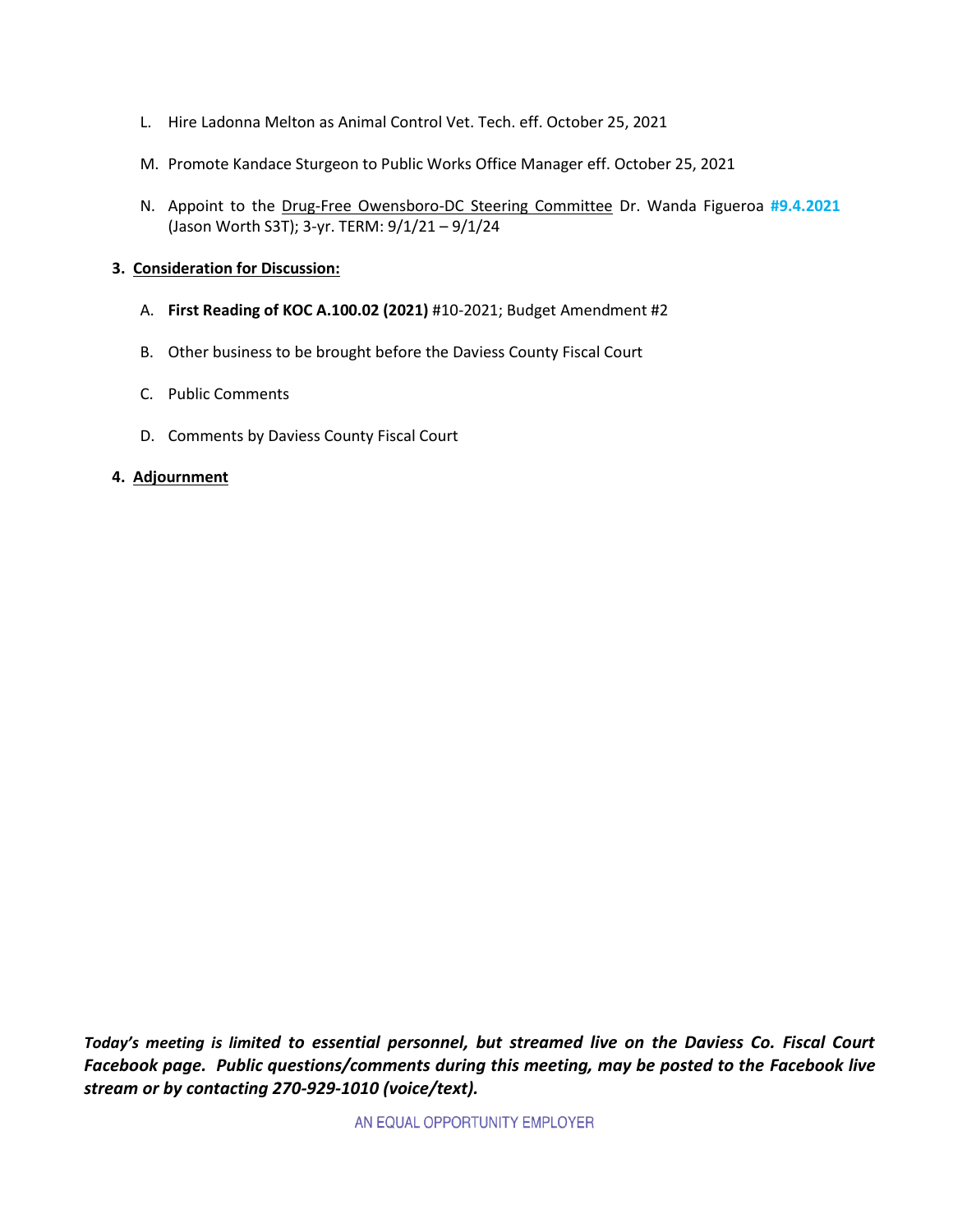L. Hire Ladonna Melton as Animal Control Vet. Tech. eff. October 25, 2021

M. Promote Kandace Sturgeon to Public Works Office Manager eff. October 25, 2021

N. Appoint to the Drug-Free Owensboro-DC Steering Committee Dr. Wanda Figueroa **#9.4.2021** (Jason Worth S3T); 3-yr. TERM: 9/1/21 – 9/1/24

**3. Consideration for Discussion:**

A. **First Reading of KOC A.100.02 (2021)** #10-2021; Budget Amendment #2

B. Other business to be brought before the Daviess County Fiscal Court

C. Public Comments

D. Comments by Daviess County Fiscal Court

**4. Adjournment**

***Today's meeting is limited to essential personnel, but streamed live on the Daviess Co. Fiscal Court Facebook page. Public questions/comments during this meeting, may be posted to the Facebook live stream or by contacting 270-929-1010 (voice/text).***

AN EQUAL OPPORTUNITY EMPLOYER